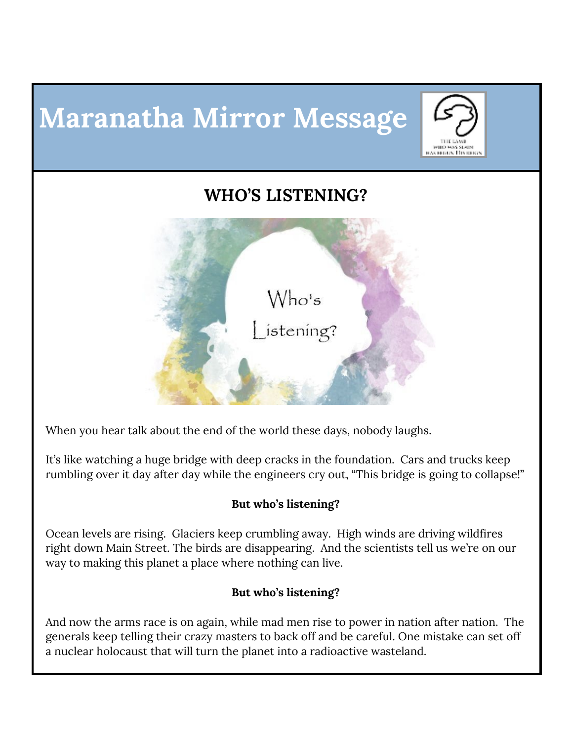# Maranatha Mirror Message

## WHO'S LISTENING?

When you hear talk about the end of the world these days, nobody laughs.

It's like watching a huge bridge with deep cracks in the foundation. Cars and trucks keep rumbling over it day after day while the engineers cry out, "This bridge is going to collapse!"

**But who's listening?**

Ocean levels are rising. Glaciers keep crumbling away. High winds are driving wildfires right down Main Street. The birds are disappearing. And the scientists tell us we're on our way to making this planet a place where nothing can live.

**But who's listening?**

And now the arms race is on again, while mad men rise to power in nation after nation. The generals keep telling their crazy masters to back off and be careful. One mistake can set off a nuclear holocaust that will turn the planet into a radioactive wasteland.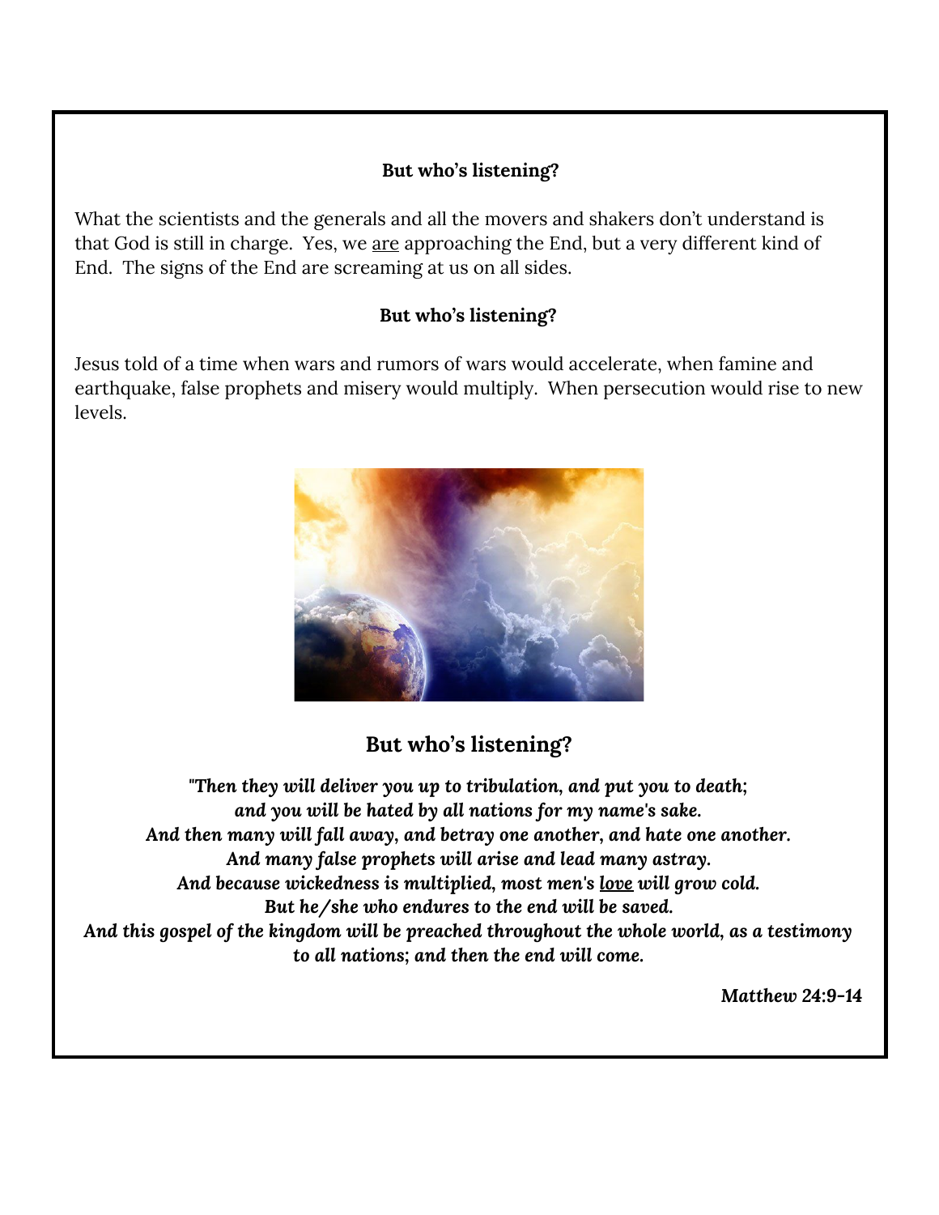**But who's listening?**

What the scientists and the generals and all the movers and shakers don't understand is that God is still in charge. Yes, we <u>are</u> approaching the End, but a very different kind of End. The signs of the End are screaming at us on all sides.

**But who's listening?**

Jesus told of a time when wars and rumors of wars would accelerate, when famine and earthquake, false prophets and misery would multiply. When persecution would rise to new levels.

## But who's listening?

***"Then they will deliver you up to tribulation, and put you to death;***
***and you will be hated by all nations for my name's sake.***
***And then many will fall away, and betray one another, and hate one another.***
***And many false prophets will arise and lead many astray.***
***And because wickedness is multiplied, most men's <u>love</u> will grow cold.***
***But he/she who endures to the end will be saved.***
***And this gospel of the kingdom will be preached throughout the whole world, as a testimony to all nations; and then the end will come.***

***Matthew 24:9-14***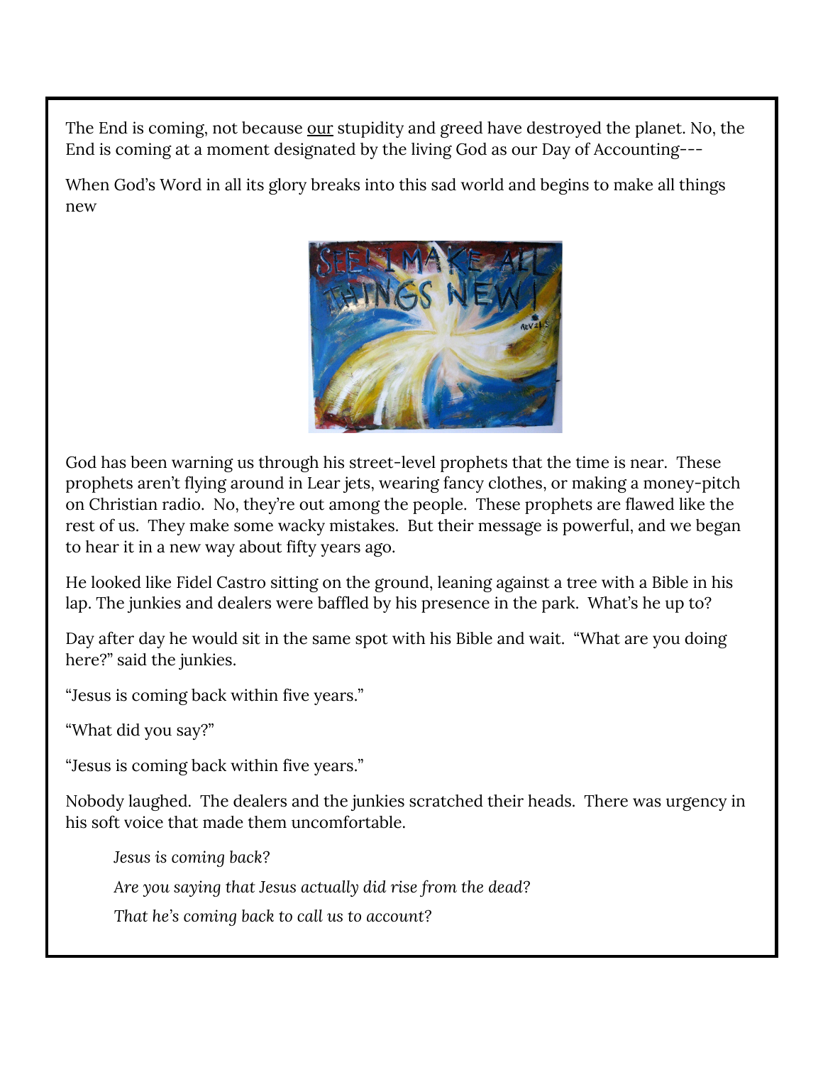The End is coming, not because our stupidity and greed have destroyed the planet. No, the End is coming at a moment designated by the living God as our Day of Accounting---

When God's Word in all its glory breaks into this sad world and begins to make all things new

God has been warning us through his street-level prophets that the time is near. These prophets aren't flying around in Lear jets, wearing fancy clothes, or making a money-pitch on Christian radio. No, they're out among the people. These prophets are flawed like the rest of us. They make some wacky mistakes. But their message is powerful, and we began to hear it in a new way about fifty years ago.

He looked like Fidel Castro sitting on the ground, leaning against a tree with a Bible in his lap. The junkies and dealers were baffled by his presence in the park. What's he up to?

Day after day he would sit in the same spot with his Bible and wait. "What are you doing here?" said the junkies.

"Jesus is coming back within five years."

"What did you say?"

"Jesus is coming back within five years."

Nobody laughed. The dealers and the junkies scratched their heads. There was urgency in his soft voice that made them uncomfortable.

> *Jesus is coming back?*
>
> *Are you saying that Jesus actually did rise from the dead?*
>
> *That he's coming back to call us to account?*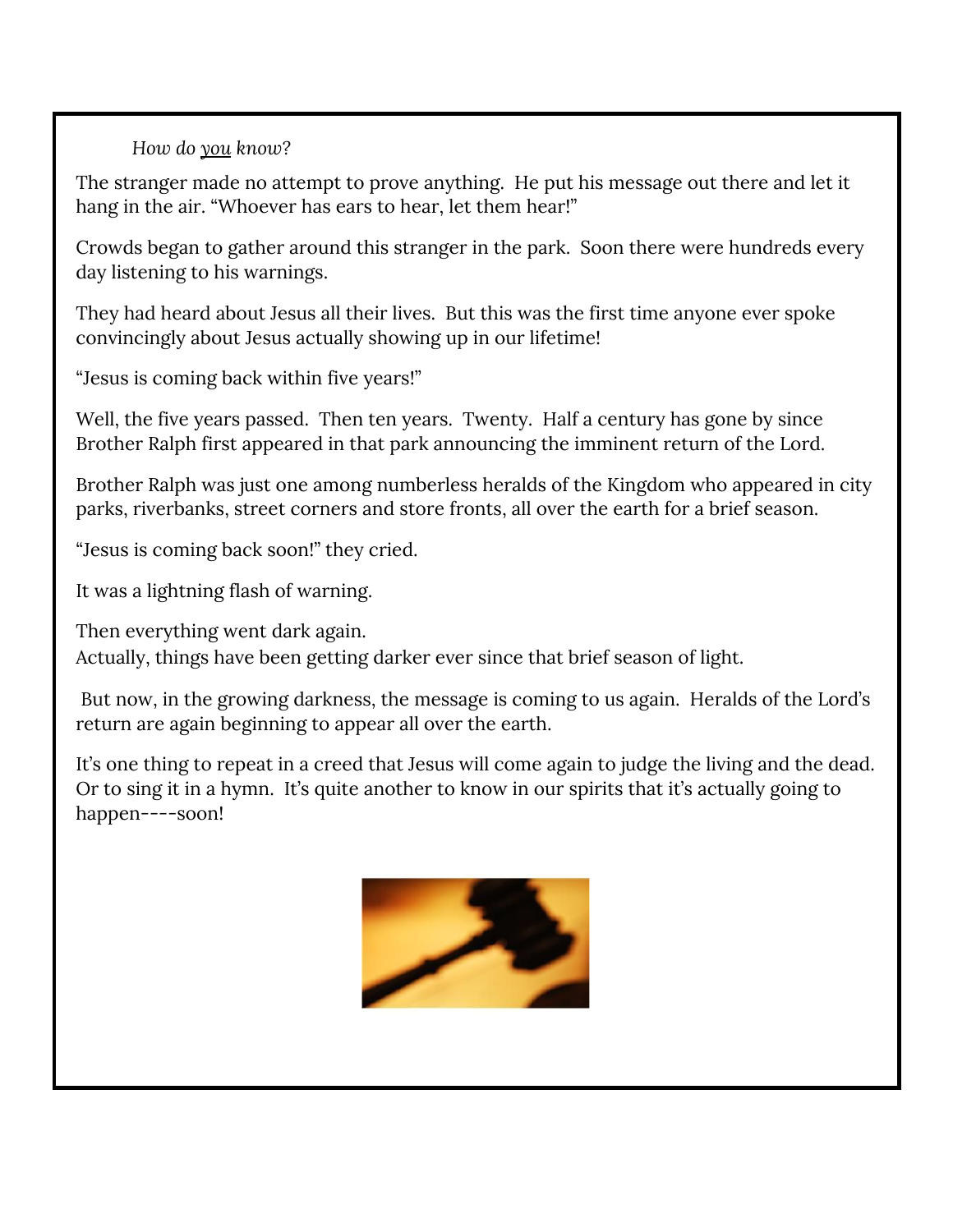*How do <u>you</u> know?*

The stranger made no attempt to prove anything. He put his message out there and let it hang in the air. "Whoever has ears to hear, let them hear!"

Crowds began to gather around this stranger in the park. Soon there were hundreds every day listening to his warnings.

They had heard about Jesus all their lives. But this was the first time anyone ever spoke convincingly about Jesus actually showing up in our lifetime!

"Jesus is coming back within five years!"

Well, the five years passed. Then ten years. Twenty. Half a century has gone by since Brother Ralph first appeared in that park announcing the imminent return of the Lord.

Brother Ralph was just one among numberless heralds of the Kingdom who appeared in city parks, riverbanks, street corners and store fronts, all over the earth for a brief season.

"Jesus is coming back soon!" they cried.

It was a lightning flash of warning.

Then everything went dark again.
Actually, things have been getting darker ever since that brief season of light.

But now, in the growing darkness, the message is coming to us again. Heralds of the Lord's return are again beginning to appear all over the earth.

It's one thing to repeat in a creed that Jesus will come again to judge the living and the dead. Or to sing it in a hymn. It's quite another to know in our spirits that it's actually going to happen----soon!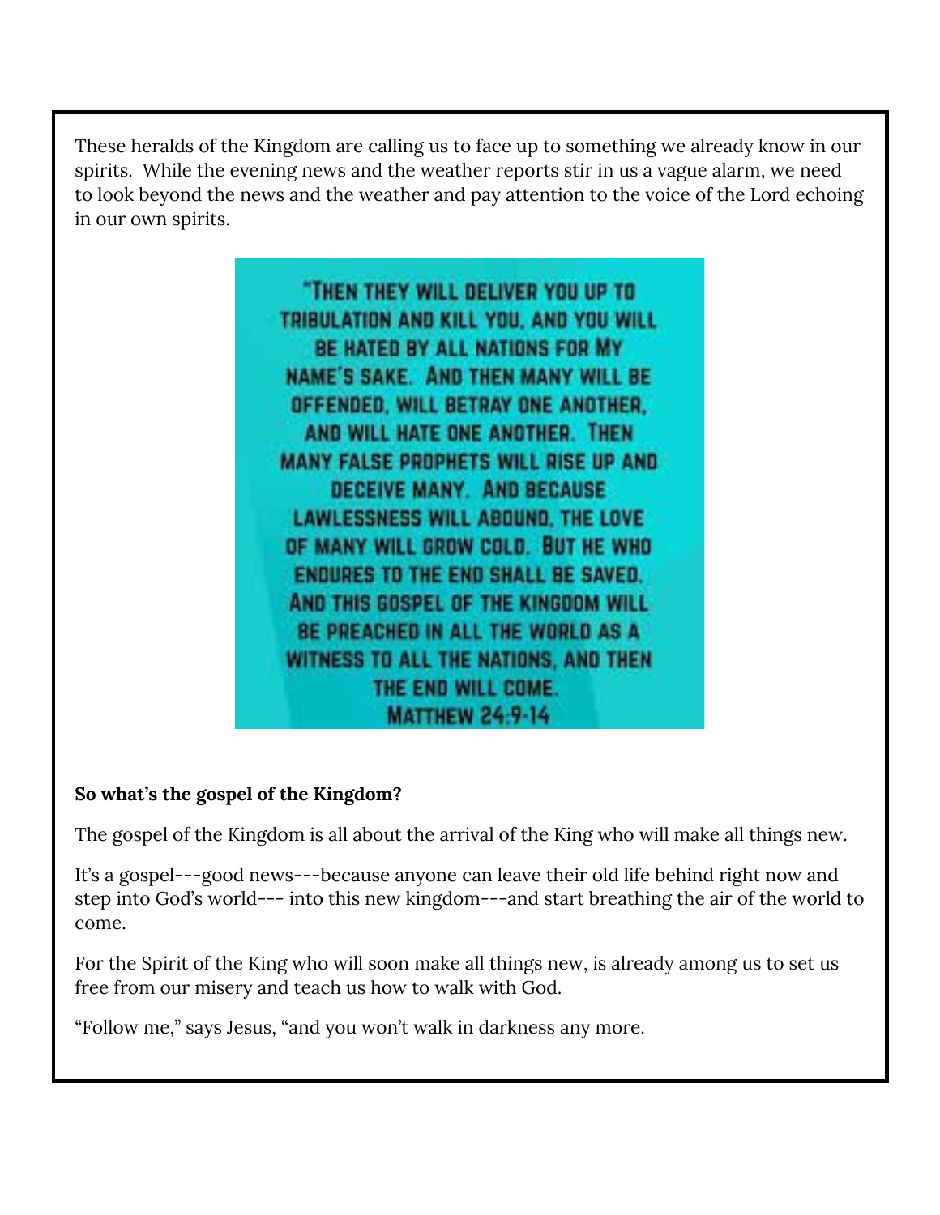These heralds of the Kingdom are calling us to face up to something we already know in our spirits.  While the evening news and the weather reports stir in us a vague alarm, we need to look beyond the news and the weather and pay attention to the voice of the Lord echoing in our own spirits.

"THEN THEY WILL DELIVER YOU UP TO TRIBULATION AND KILL YOU, AND YOU WILL BE HATED BY ALL NATIONS FOR MY NAME'S SAKE.  AND THEN MANY WILL BE OFFENDED, WILL BETRAY ONE ANOTHER, AND WILL HATE ONE ANOTHER.  THEN MANY FALSE PROPHETS WILL RISE UP AND DECEIVE MANY.  AND BECAUSE LAWLESSNESS WILL ABOUND, THE LOVE OF MANY WILL GROW COLD.  BUT HE WHO ENDURES TO THE END SHALL BE SAVED. AND THIS GOSPEL OF THE KINGDOM WILL BE PREACHED IN ALL THE WORLD AS A WITNESS TO ALL THE NATIONS, AND THEN THE END WILL COME.
MATTHEW 24:9-14

**So what's the gospel of the Kingdom?**

The gospel of the Kingdom is all about the arrival of the King who will make all things new.

It's a gospel---good news---because anyone can leave their old life behind right now and step into God's world--- into this new kingdom---and start breathing the air of the world to come.

For the Spirit of the King who will soon make all things new, is already among us to set us free from our misery and teach us how to walk with God.

"Follow me," says Jesus, "and you won't walk in darkness any more.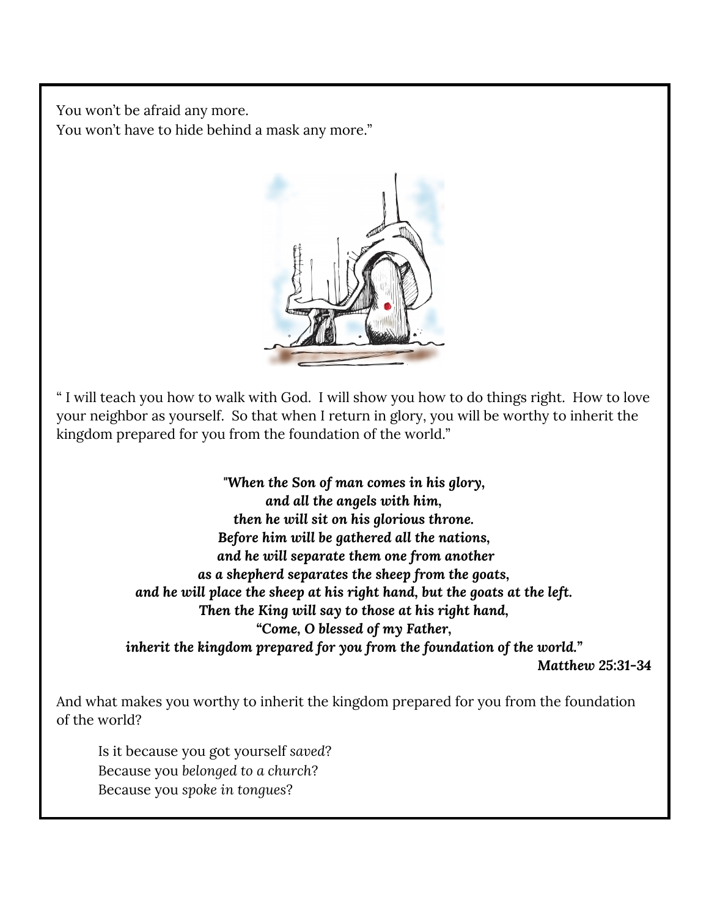You won't be afraid any more.
You won't have to hide behind a mask any more."

" I will teach you how to walk with God.  I will show you how to do things right.  How to love your neighbor as yourself.  So that when I return in glory, you will be worthy to inherit the kingdom prepared for you from the foundation of the world."

***"When the Son of man comes in his glory,***
***and all the angels with him,***
***then he will sit on his glorious throne.***
***Before him will be gathered all the nations,***
***and he will separate them one from another***
***as a shepherd separates the sheep from the goats,***
***and he will place the sheep at his right hand, but the goats at the left.***
***Then the King will say to those at his right hand,***
***"Come, O blessed of my Father,***
***inherit the kingdom prepared for you from the foundation of the world."***

***Matthew 25:31-34***

And what makes you worthy to inherit the kingdom prepared for you from the foundation of the world?

Is it because you got yourself *saved*?
Because you *belonged to a church*?
Because you *spoke in tongues*?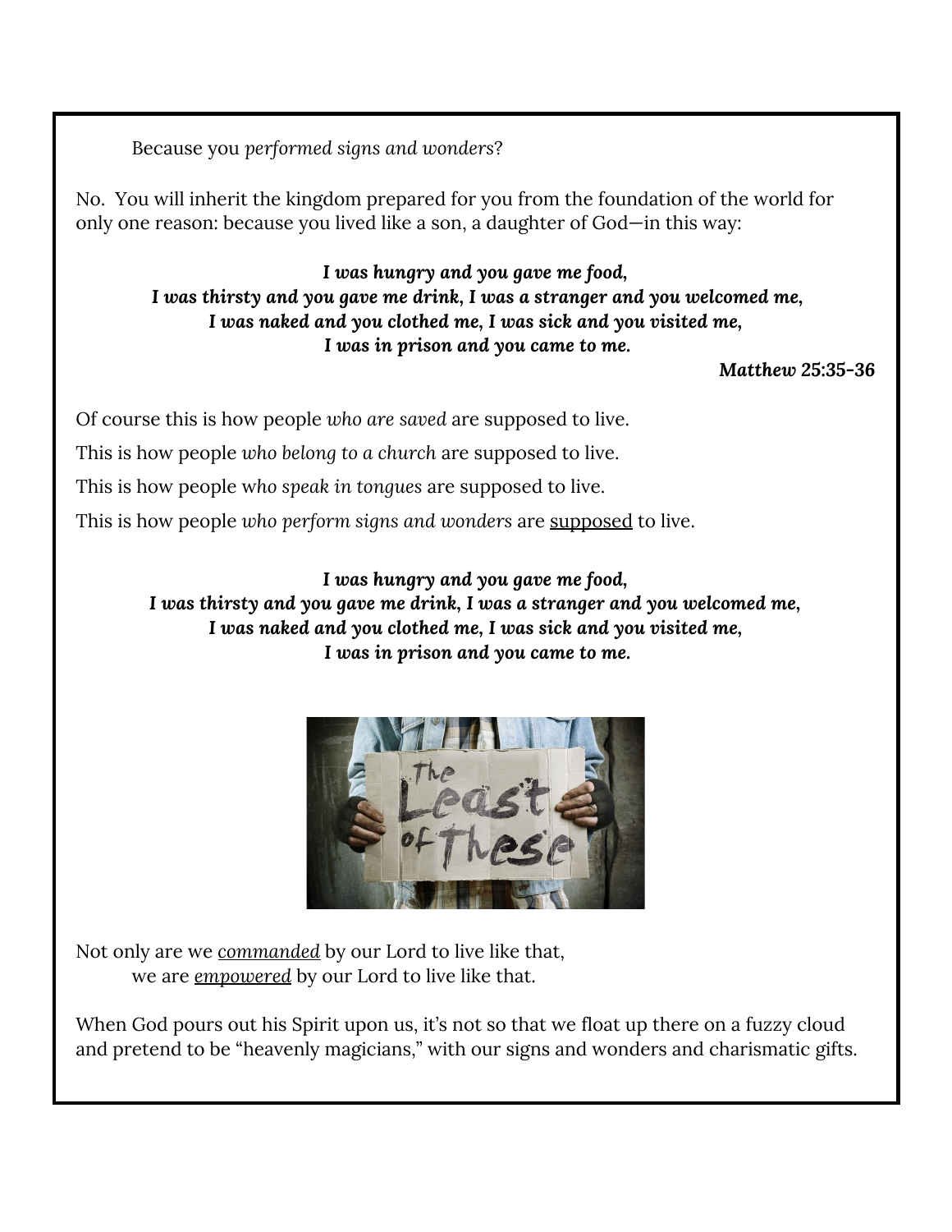Because you *performed signs and wonders*?

No. You will inherit the kingdom prepared for you from the foundation of the world for only one reason: because you lived like a son, a daughter of God—in this way:

***I was hungry and you gave me food,***
***I was thirsty and you gave me drink, I was a stranger and you welcomed me,***
***I was naked and you clothed me, I was sick and you visited me,***
***I was in prison and you came to me.***

***Matthew 25:35-36***

Of course this is how people *who are saved* are supposed to live.

This is how people *who belong to a church* are supposed to live.

This is how people *who speak in tongues* are supposed to live.

This is how people *who perform signs and wonders* are <u>supposed</u> to live.

***I was hungry and you gave me food,***
***I was thirsty and you gave me drink, I was a stranger and you welcomed me,***
***I was naked and you clothed me, I was sick and you visited me,***
***I was in prison and you came to me.***

Not only are we <u>*commanded*</u> by our Lord to live like that,
we are <u>*empowered*</u> by our Lord to live like that.

When God pours out his Spirit upon us, it's not so that we float up there on a fuzzy cloud and pretend to be "heavenly magicians," with our signs and wonders and charismatic gifts.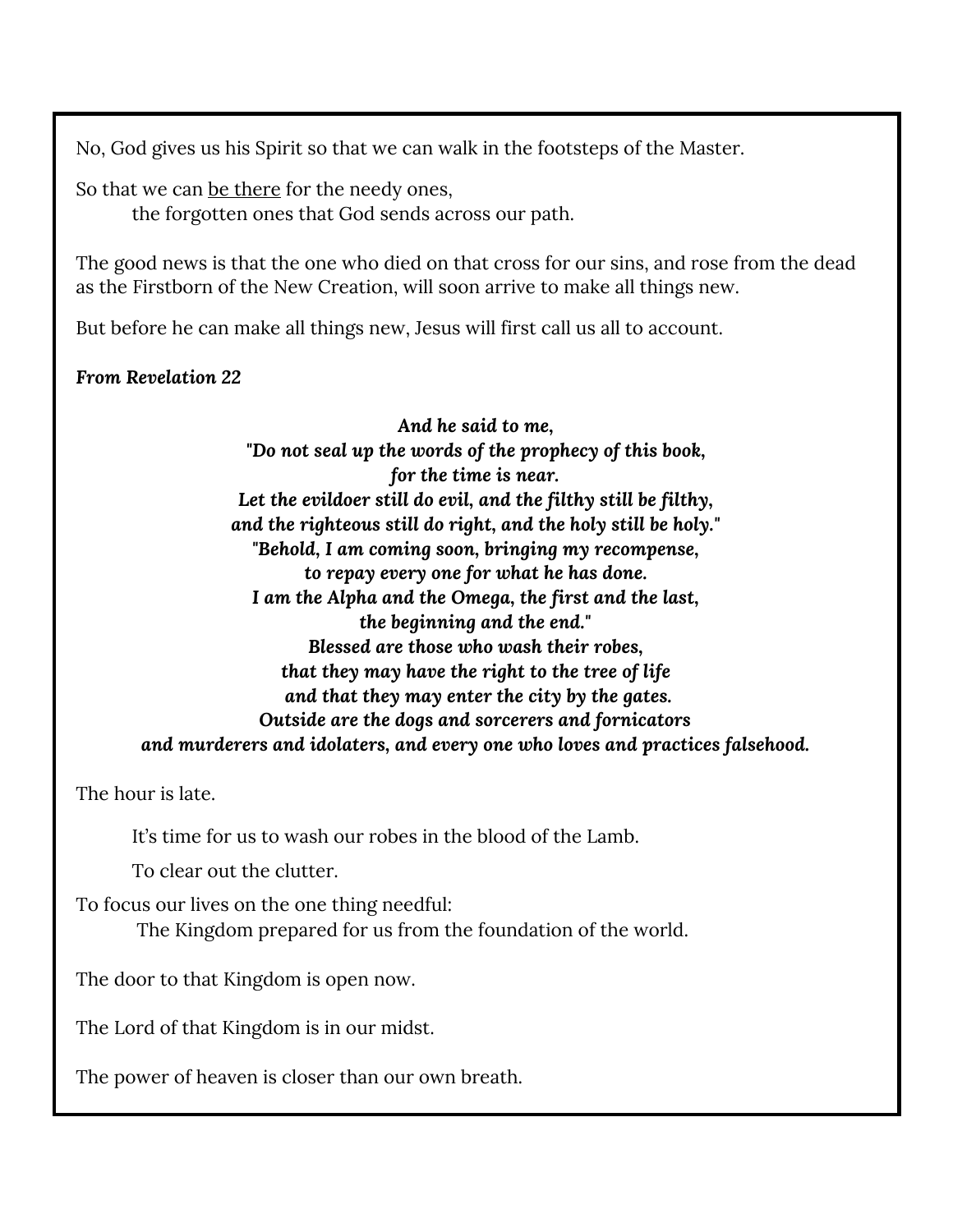No, God gives us his Spirit so that we can walk in the footsteps of the Master.

So that we can <u>be there</u> for the needy ones,
the forgotten ones that God sends across our path.

The good news is that the one who died on that cross for our sins, and rose from the dead as the Firstborn of the New Creation, will soon arrive to make all things new.

But before he can make all things new, Jesus will first call us all to account.

***From Revelation 22***

***And he said to me,***
***"Do not seal up the words of the prophecy of this book,***
***for the time is near.***
***Let the evildoer still do evil, and the filthy still be filthy,***
***and the righteous still do right, and the holy still be holy."***
***"Behold, I am coming soon, bringing my recompense,***
***to repay every one for what he has done.***
***I am the Alpha and the Omega, the first and the last,***
***the beginning and the end."***
***Blessed are those who wash their robes,***
***that they may have the right to the tree of life***
***and that they may enter the city by the gates.***
***Outside are the dogs and sorcerers and fornicators***
***and murderers and idolaters, and every one who loves and practices falsehood.***

The hour is late.

It's time for us to wash our robes in the blood of the Lamb.

To clear out the clutter.

To focus our lives on the one thing needful:
The Kingdom prepared for us from the foundation of the world.

The door to that Kingdom is open now.

The Lord of that Kingdom is in our midst.

The power of heaven is closer than our own breath.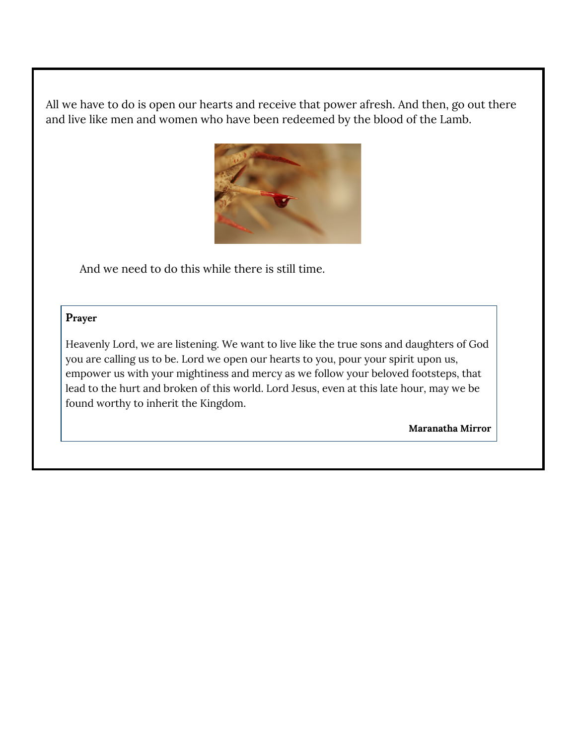All we have to do is open our hearts and receive that power afresh. And then, go out there and live like men and women who have been redeemed by the blood of the Lamb.

And we need to do this while there is still time.

**Prayer**

Heavenly Lord, we are listening. We want to live like the true sons and daughters of God you are calling us to be. Lord we open our hearts to you, pour your spirit upon us, empower us with your mightiness and mercy as we follow your beloved footsteps, that lead to the hurt and broken of this world. Lord Jesus, even at this late hour, may we be found worthy to inherit the Kingdom.

**Maranatha Mirror**